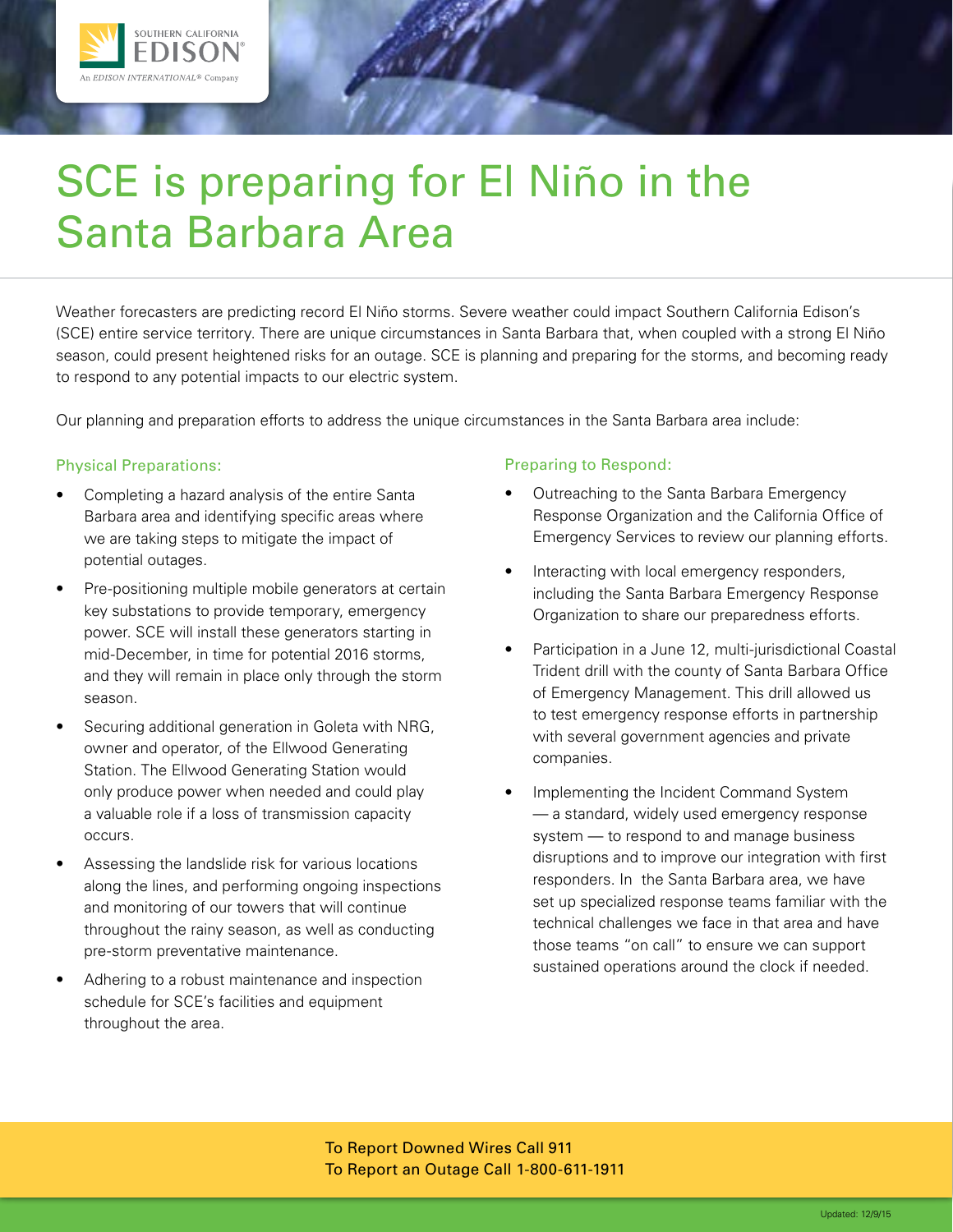# SCE is preparing for El Niño in the Santa Barbara Area

Weather forecasters are predicting record El Niño storms. Severe weather could impact Southern California Edison's (SCE) entire service territory. There are unique circumstances in Santa Barbara that, when coupled with a strong El Niño season, could present heightened risks for an outage. SCE is planning and preparing for the storms, and becoming ready to respond to any potential impacts to our electric system.

Our planning and preparation efforts to address the unique circumstances in the Santa Barbara area include:

### Physical Preparations:

- Completing a hazard analysis of the entire Santa Barbara area and identifying specific areas where we are taking steps to mitigate the impact of potential outages.
- Pre-positioning multiple mobile generators at certain key substations to provide temporary, emergency power. SCE will install these generators starting in mid-December, in time for potential 2016 storms, and they will remain in place only through the storm season.
- Securing additional generation in Goleta with NRG, owner and operator, of the Ellwood Generating Station. The Ellwood Generating Station would only produce power when needed and could play a valuable role if a loss of transmission capacity occurs.
- Assessing the landslide risk for various locations along the lines, and performing ongoing inspections and monitoring of our towers that will continue throughout the rainy season, as well as conducting pre-storm preventative maintenance.
- Adhering to a robust maintenance and inspection schedule for SCE's facilities and equipment throughout the area.

### Preparing to Respond:

- Outreaching to the Santa Barbara Emergency Response Organization and the California Office of Emergency Services to review our planning efforts.
- Interacting with local emergency responders, including the Santa Barbara Emergency Response Organization to share our preparedness efforts.
- Participation in a June 12, multi-jurisdictional Coastal Trident drill with the county of Santa Barbara Office of Emergency Management. This drill allowed us to test emergency response efforts in partnership with several government agencies and private companies.
- Implementing the Incident Command System — a standard, widely used emergency response system — to respond to and manage business disruptions and to improve our integration with first responders. In the Santa Barbara area, we have set up specialized response teams familiar with the technical challenges we face in that area and have those teams "on call" to ensure we can support sustained operations around the clock if needed.

To Report Downed Wires Call 911
To Report an Outage Call 1-800-611-1911

Updated: 12/9/15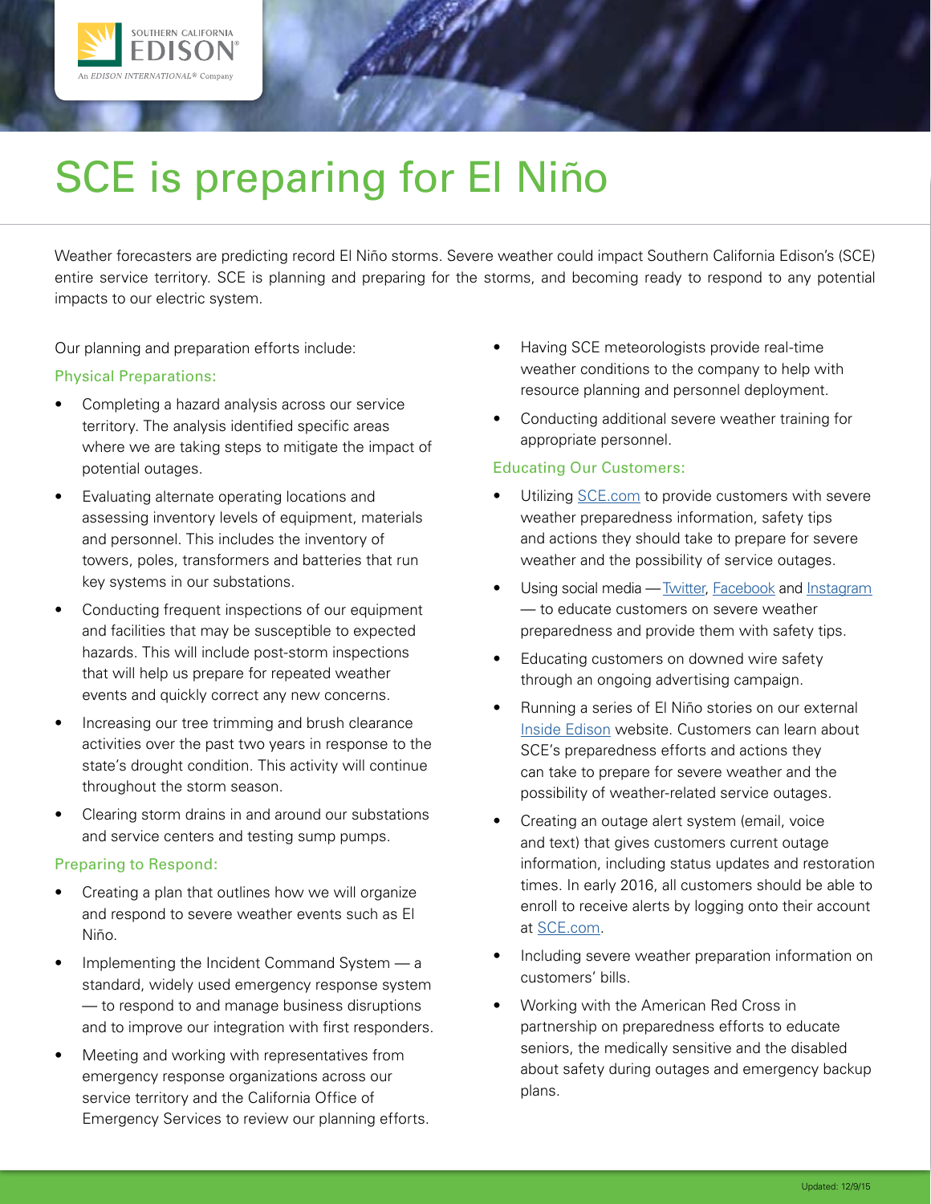# SCE is preparing for El Niño

Weather forecasters are predicting record El Niño storms. Severe weather could impact Southern California Edison's (SCE) entire service territory. SCE is planning and preparing for the storms, and becoming ready to respond to any potential impacts to our electric system.

Our planning and preparation efforts include:

### Physical Preparations:

- Completing a hazard analysis across our service territory. The analysis identified specific areas where we are taking steps to mitigate the impact of potential outages.
- Evaluating alternate operating locations and assessing inventory levels of equipment, materials and personnel. This includes the inventory of towers, poles, transformers and batteries that run key systems in our substations.
- Conducting frequent inspections of our equipment and facilities that may be susceptible to expected hazards. This will include post-storm inspections that will help us prepare for repeated weather events and quickly correct any new concerns.
- Increasing our tree trimming and brush clearance activities over the past two years in response to the state's drought condition. This activity will continue throughout the storm season.
- Clearing storm drains in and around our substations and service centers and testing sump pumps.

### Preparing to Respond:

- Creating a plan that outlines how we will organize and respond to severe weather events such as El Niño.
- Implementing the Incident Command System — a standard, widely used emergency response system — to respond to and manage business disruptions and to improve our integration with first responders.
- Meeting and working with representatives from emergency response organizations across our service territory and the California Office of Emergency Services to review our planning efforts.
- Having SCE meteorologists provide real-time weather conditions to the company to help with resource planning and personnel deployment.
- Conducting additional severe weather training for appropriate personnel.

### Educating Our Customers:

- Utilizing SCE.com to provide customers with severe weather preparedness information, safety tips and actions they should take to prepare for severe weather and the possibility of service outages.
- Using social media — Twitter, Facebook and Instagram — to educate customers on severe weather preparedness and provide them with safety tips.
- Educating customers on downed wire safety through an ongoing advertising campaign.
- Running a series of El Niño stories on our external Inside Edison website. Customers can learn about SCE's preparedness efforts and actions they can take to prepare for severe weather and the possibility of weather-related service outages.
- Creating an outage alert system (email, voice and text) that gives customers current outage information, including status updates and restoration times. In early 2016, all customers should be able to enroll to receive alerts by logging onto their account at SCE.com.
- Including severe weather preparation information on customers' bills.
- Working with the American Red Cross in partnership on preparedness efforts to educate seniors, the medically sensitive and the disabled about safety during outages and emergency backup plans.

Updated: 12/9/15